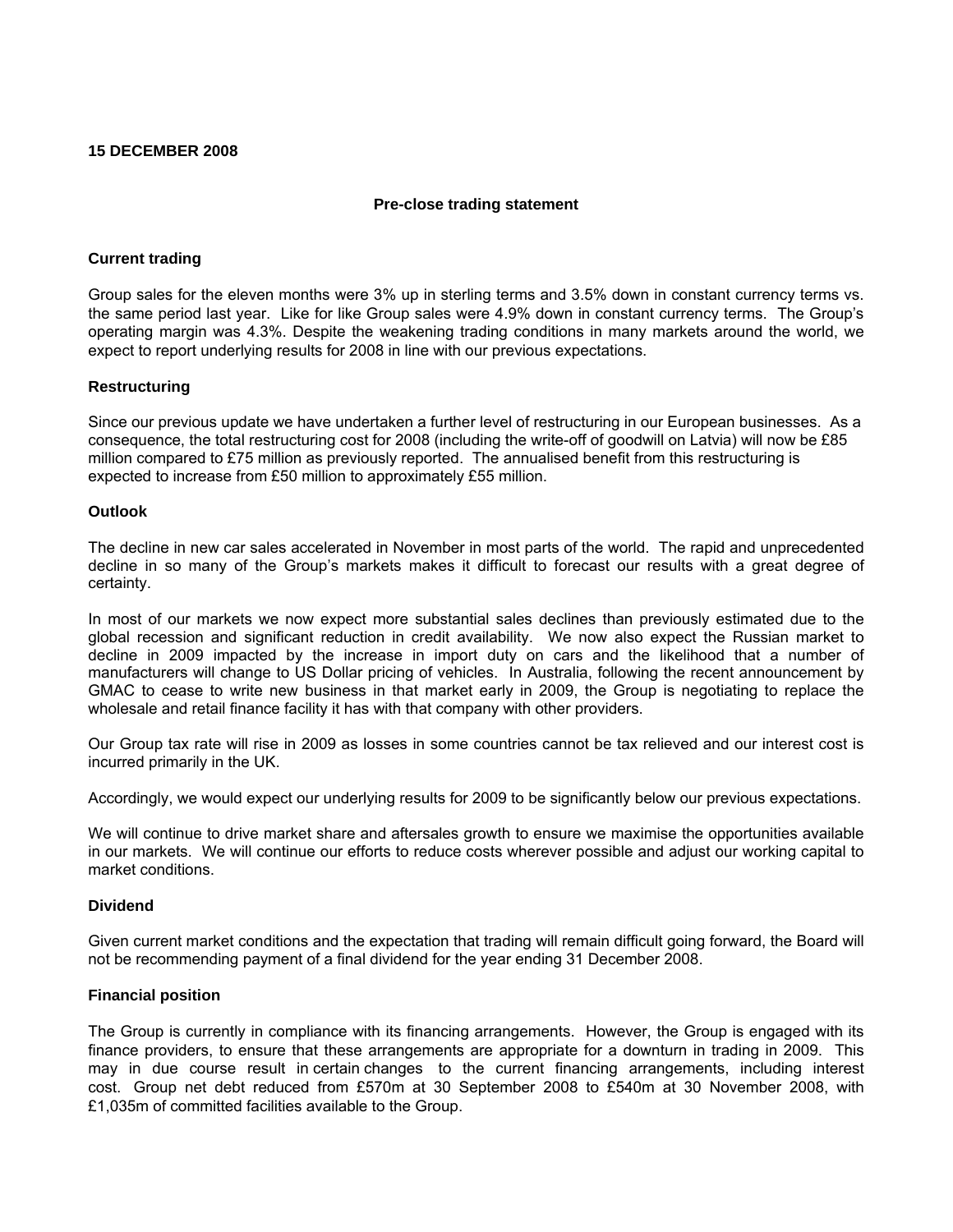**15 DECEMBER 2008**

## Pre-close trading statement

### Current trading

Group sales for the eleven months were 3% up in sterling terms and 3.5% down in constant currency terms vs. the same period last year. Like for like Group sales were 4.9% down in constant currency terms. The Group's operating margin was 4.3%. Despite the weakening trading conditions in many markets around the world, we expect to report underlying results for 2008 in line with our previous expectations.

### Restructuring

Since our previous update we have undertaken a further level of restructuring in our European businesses. As a consequence, the total restructuring cost for 2008 (including the write-off of goodwill on Latvia) will now be £85 million compared to £75 million as previously reported. The annualised benefit from this restructuring is expected to increase from £50 million to approximately £55 million.

### Outlook

The decline in new car sales accelerated in November in most parts of the world. The rapid and unprecedented decline in so many of the Group's markets makes it difficult to forecast our results with a great degree of certainty.

In most of our markets we now expect more substantial sales declines than previously estimated due to the global recession and significant reduction in credit availability. We now also expect the Russian market to decline in 2009 impacted by the increase in import duty on cars and the likelihood that a number of manufacturers will change to US Dollar pricing of vehicles. In Australia, following the recent announcement by GMAC to cease to write new business in that market early in 2009, the Group is negotiating to replace the wholesale and retail finance facility it has with that company with other providers.

Our Group tax rate will rise in 2009 as losses in some countries cannot be tax relieved and our interest cost is incurred primarily in the UK.

Accordingly, we would expect our underlying results for 2009 to be significantly below our previous expectations.

We will continue to drive market share and aftersales growth to ensure we maximise the opportunities available in our markets. We will continue our efforts to reduce costs wherever possible and adjust our working capital to market conditions.

### Dividend

Given current market conditions and the expectation that trading will remain difficult going forward, the Board will not be recommending payment of a final dividend for the year ending 31 December 2008.

### Financial position

The Group is currently in compliance with its financing arrangements. However, the Group is engaged with its finance providers, to ensure that these arrangements are appropriate for a downturn in trading in 2009. This may in due course result in certain changes to the current financing arrangements, including interest cost. Group net debt reduced from £570m at 30 September 2008 to £540m at 30 November 2008, with £1,035m of committed facilities available to the Group.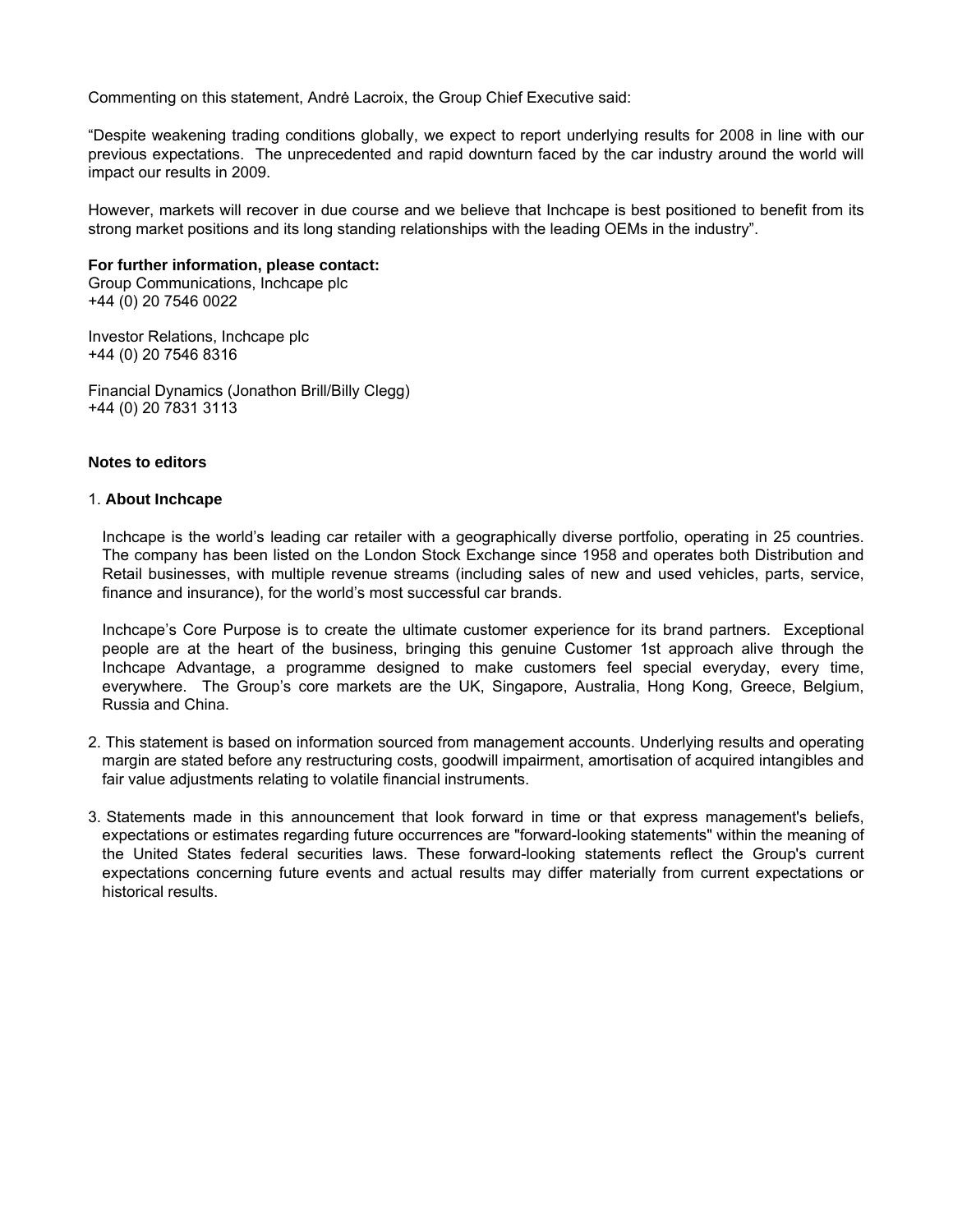Commenting on this statement, André Lacroix, the Group Chief Executive said:

"Despite weakening trading conditions globally, we expect to report underlying results for 2008 in line with our previous expectations. The unprecedented and rapid downturn faced by the car industry around the world will impact our results in 2009.

However, markets will recover in due course and we believe that Inchcape is best positioned to benefit from its strong market positions and its long standing relationships with the leading OEMs in the industry".

**For further information, please contact:**
Group Communications, Inchcape plc
+44 (0) 20 7546 0022

Investor Relations, Inchcape plc
+44 (0) 20 7546 8316

Financial Dynamics (Jonathon Brill/Billy Clegg)
+44 (0) 20 7831 3113

**Notes to editors**

1. **About Inchcape**

   Inchcape is the world's leading car retailer with a geographically diverse portfolio, operating in 25 countries. The company has been listed on the London Stock Exchange since 1958 and operates both Distribution and Retail businesses, with multiple revenue streams (including sales of new and used vehicles, parts, service, finance and insurance), for the world's most successful car brands.

   Inchcape's Core Purpose is to create the ultimate customer experience for its brand partners. Exceptional people are at the heart of the business, bringing this genuine Customer 1st approach alive through the Inchcape Advantage, a programme designed to make customers feel special everyday, every time, everywhere. The Group's core markets are the UK, Singapore, Australia, Hong Kong, Greece, Belgium, Russia and China.

2. This statement is based on information sourced from management accounts. Underlying results and operating margin are stated before any restructuring costs, goodwill impairment, amortisation of acquired intangibles and fair value adjustments relating to volatile financial instruments.

3. Statements made in this announcement that look forward in time or that express management's beliefs, expectations or estimates regarding future occurrences are "forward-looking statements" within the meaning of the United States federal securities laws. These forward-looking statements reflect the Group's current expectations concerning future events and actual results may differ materially from current expectations or historical results.